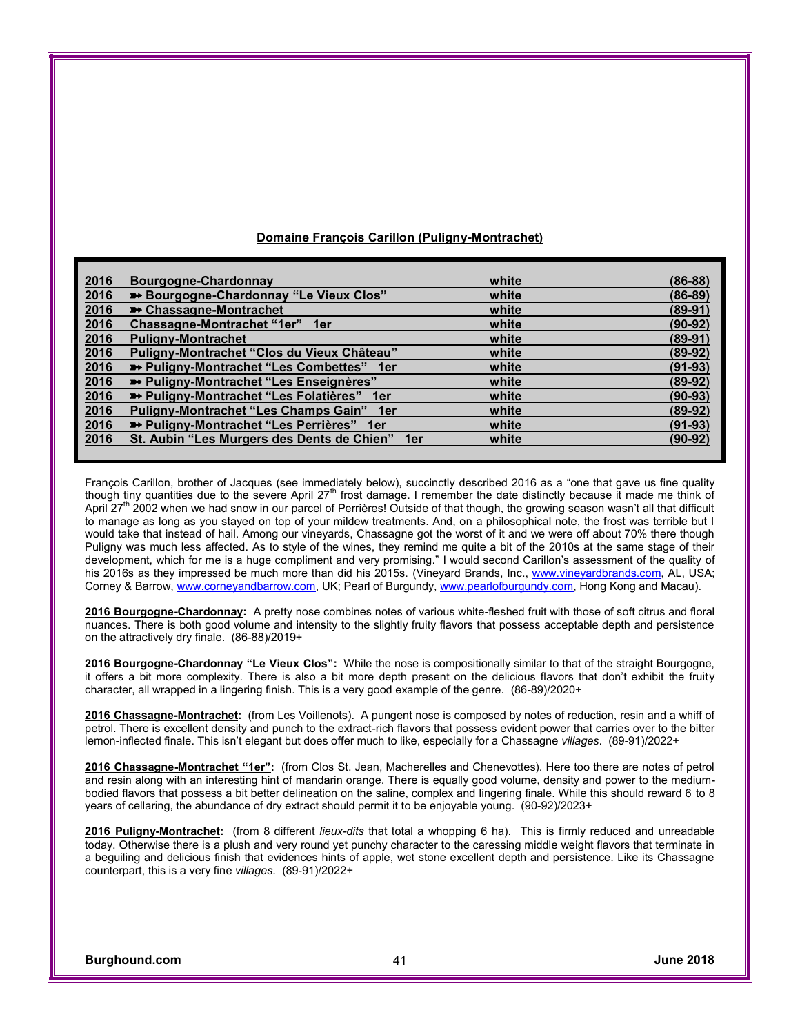## Domaine François Carillon (Puligny-Montrachet)

| Year | Wine | Color | Score |
|---|---|---|---|
| 2016 | Bourgogne-Chardonnay | white | (86-88) |
| 2016 | ➽ Bourgogne-Chardonnay “Le Vieux Clos” | white | (86-89) |
| 2016 | ➽ Chassagne-Montrachet | white | (89-91) |
| 2016 | Chassagne-Montrachet “1er” 1er | white | (90-92) |
| 2016 | Puligny-Montrachet | white | (89-91) |
| 2016 | Puligny-Montrachet “Clos du Vieux Château” | white | (89-92) |
| 2016 | ➽ Puligny-Montrachet “Les Combettes” 1er | white | (91-93) |
| 2016 | ➽ Puligny-Montrachet “Les Enseignères” | white | (89-92) |
| 2016 | ➽ Puligny-Montrachet “Les Folatières” 1er | white | (90-93) |
| 2016 | Puligny-Montrachet “Les Champs Gain” 1er | white | (89-92) |
| 2016 | ➽ Puligny-Montrachet “Les Perrières” 1er | white | (91-93) |
| 2016 | St. Aubin “Les Murgers des Dents de Chien” 1er | white | (90-92) |

François Carillon, brother of Jacques (see immediately below), succinctly described 2016 as a “one that gave us fine quality though tiny quantities due to the severe April 27th frost damage. I remember the date distinctly because it made me think of April 27th 2002 when we had snow in our parcel of Perrières! Outside of that though, the growing season wasn’t all that difficult to manage as long as you stayed on top of your mildew treatments. And, on a philosophical note, the frost was terrible but I would take that instead of hail. Among our vineyards, Chassagne got the worst of it and we were off about 70% there though Puligny was much less affected. As to style of the wines, they remind me quite a bit of the 2010s at the same stage of their development, which for me is a huge compliment and very promising.” I would second Carillon’s assessment of the quality of his 2016s as they impressed be much more than did his 2015s. (Vineyard Brands, Inc., www.vineyardbrands.com, AL, USA; Corney & Barrow, www.corneyandbarrow.com, UK; Pearl of Burgundy, www.pearlofburgundy.com, Hong Kong and Macau).

**2016 Bourgogne-Chardonnay:** A pretty nose combines notes of various white-fleshed fruit with those of soft citrus and floral nuances. There is both good volume and intensity to the slightly fruity flavors that possess acceptable depth and persistence on the attractively dry finale. (86-88)/2019+

**2016 Bourgogne-Chardonnay “Le Vieux Clos”:** While the nose is compositionally similar to that of the straight Bourgogne, it offers a bit more complexity. There is also a bit more depth present on the delicious flavors that don’t exhibit the fruity character, all wrapped in a lingering finish. This is a very good example of the genre. (86-89)/2020+

**2016 Chassagne-Montrachet:** (from Les Voillenots). A pungent nose is composed by notes of reduction, resin and a whiff of petrol. There is excellent density and punch to the extract-rich flavors that possess evident power that carries over to the bitter lemon-inflected finale. This isn’t elegant but does offer much to like, especially for a Chassagne *villages*. (89-91)/2022+

**2016 Chassagne-Montrachet “1er”:** (from Clos St. Jean, Macherelles and Chenevottes). Here too there are notes of petrol and resin along with an interesting hint of mandarin orange. There is equally good volume, density and power to the medium-bodied flavors that possess a bit better delineation on the saline, complex and lingering finale. While this should reward 6 to 8 years of cellaring, the abundance of dry extract should permit it to be enjoyable young. (90-92)/2023+

**2016 Puligny-Montrachet:** (from 8 different *lieux-dits* that total a whopping 6 ha). This is firmly reduced and unreadable today. Otherwise there is a plush and very round yet punchy character to the caressing middle weight flavors that terminate in a beguiling and delicious finish that evidences hints of apple, wet stone excellent depth and persistence. Like its Chassagne counterpart, this is a very fine *villages*. (89-91)/2022+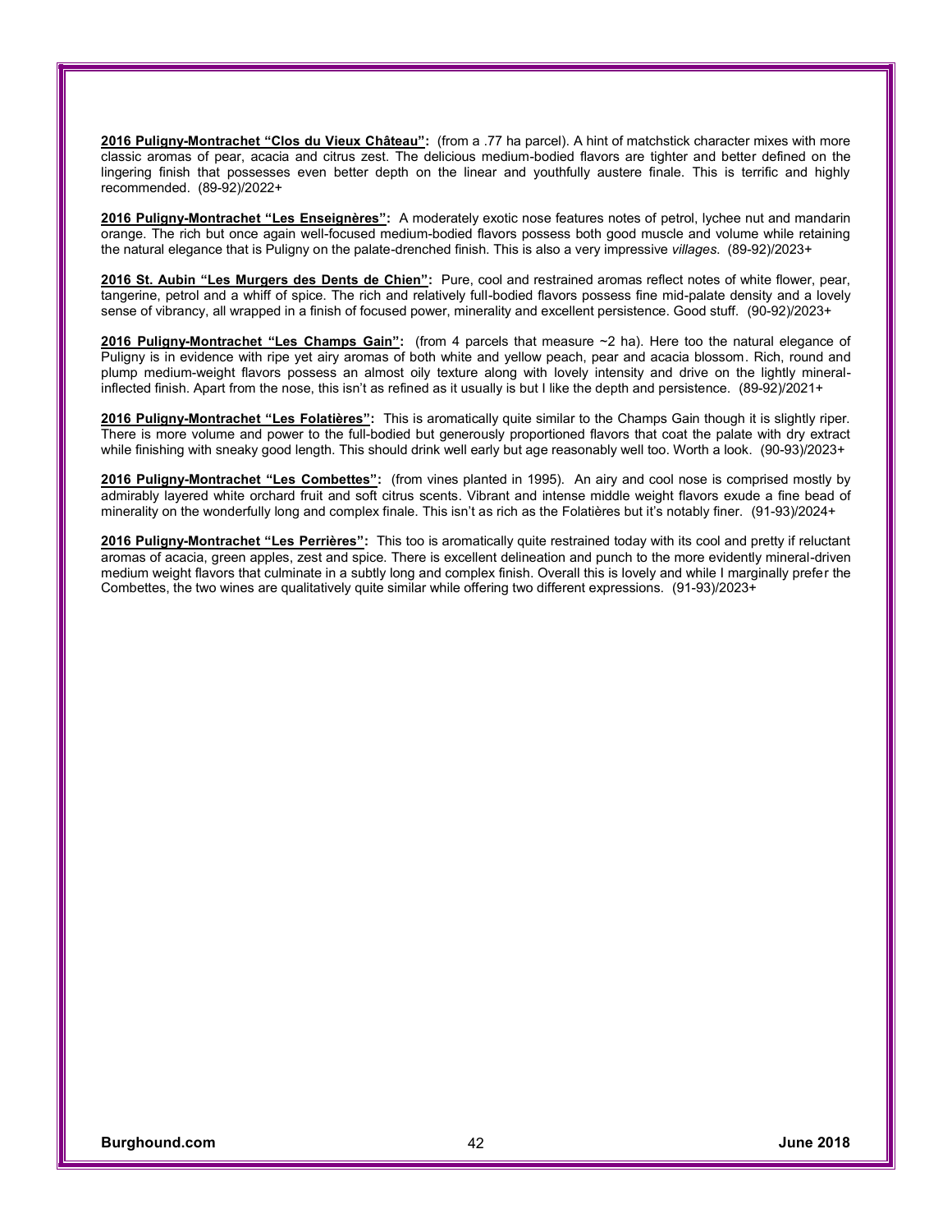**2016 Puligny-Montrachet “Clos du Vieux Château”:** (from a .77 ha parcel). A hint of matchstick character mixes with more classic aromas of pear, acacia and citrus zest. The delicious medium-bodied flavors are tighter and better defined on the lingering finish that possesses even better depth on the linear and youthfully austere finale. This is terrific and highly recommended. (89-92)/2022+

**2016 Puligny-Montrachet “Les Enseignères”:** A moderately exotic nose features notes of petrol, lychee nut and mandarin orange. The rich but once again well-focused medium-bodied flavors possess both good muscle and volume while retaining the natural elegance that is Puligny on the palate-drenched finish. This is also a very impressive *villages*. (89-92)/2023+

**2016 St. Aubin “Les Murgers des Dents de Chien”:** Pure, cool and restrained aromas reflect notes of white flower, pear, tangerine, petrol and a whiff of spice. The rich and relatively full-bodied flavors possess fine mid-palate density and a lovely sense of vibrancy, all wrapped in a finish of focused power, minerality and excellent persistence. Good stuff. (90-92)/2023+

**2016 Puligny-Montrachet “Les Champs Gain”:** (from 4 parcels that measure ~2 ha). Here too the natural elegance of Puligny is in evidence with ripe yet airy aromas of both white and yellow peach, pear and acacia blossom. Rich, round and plump medium-weight flavors possess an almost oily texture along with lovely intensity and drive on the lightly mineral-inflected finish. Apart from the nose, this isn’t as refined as it usually is but I like the depth and persistence. (89-92)/2021+

**2016 Puligny-Montrachet “Les Folatières”:** This is aromatically quite similar to the Champs Gain though it is slightly riper. There is more volume and power to the full-bodied but generously proportioned flavors that coat the palate with dry extract while finishing with sneaky good length. This should drink well early but age reasonably well too. Worth a look. (90-93)/2023+

**2016 Puligny-Montrachet “Les Combettes”:** (from vines planted in 1995). An airy and cool nose is comprised mostly by admirably layered white orchard fruit and soft citrus scents. Vibrant and intense middle weight flavors exude a fine bead of minerality on the wonderfully long and complex finale. This isn’t as rich as the Folatières but it’s notably finer. (91-93)/2024+

**2016 Puligny-Montrachet “Les Perrières”:** This too is aromatically quite restrained today with its cool and pretty if reluctant aromas of acacia, green apples, zest and spice. There is excellent delineation and punch to the more evidently mineral-driven medium weight flavors that culminate in a subtly long and complex finish. Overall this is lovely and while I marginally prefer the Combettes, the two wines are qualitatively quite similar while offering two different expressions. (91-93)/2023+